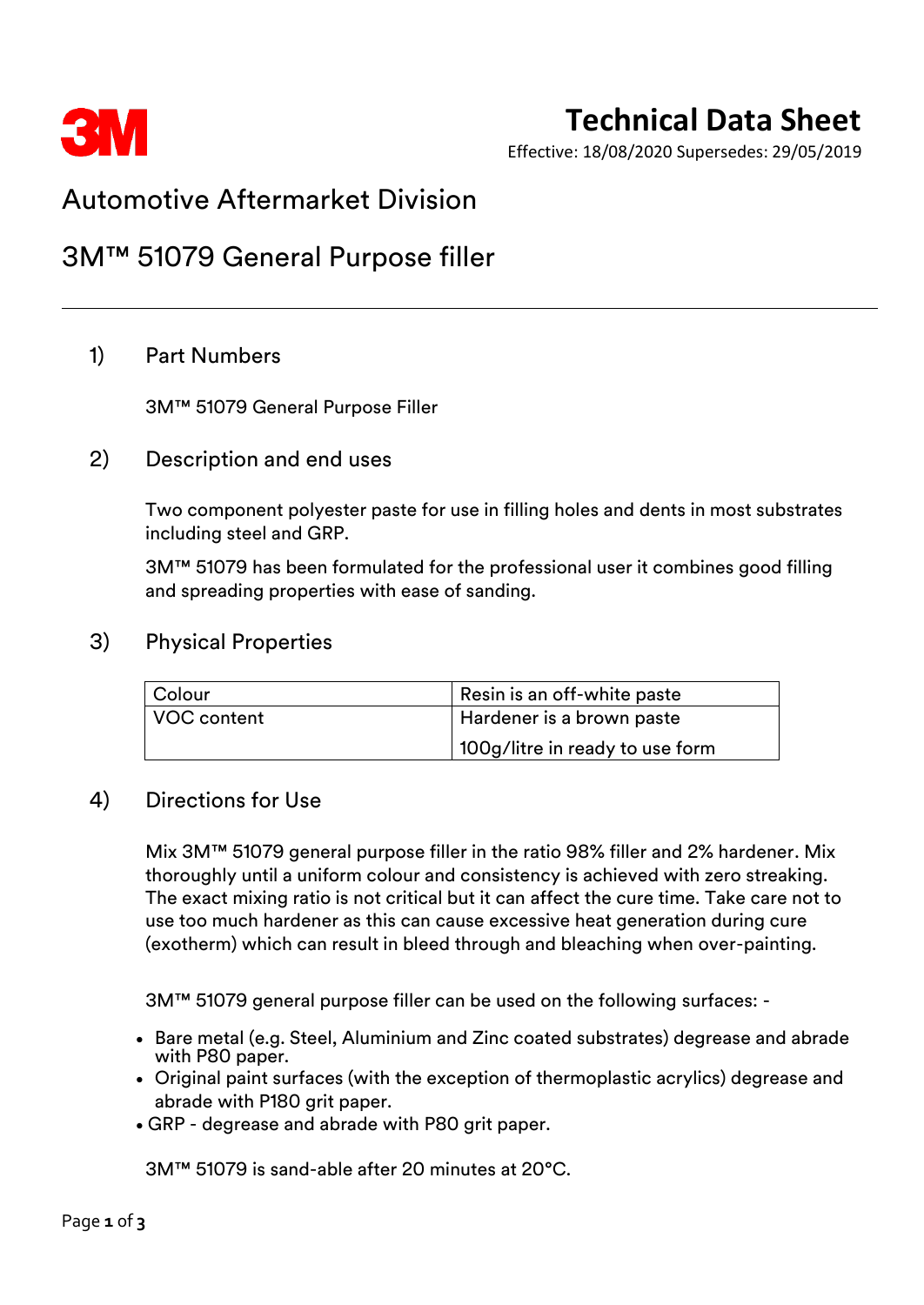3M

# Technical Data Sheet

Effective: 18/08/2020 Supersedes: 29/05/2019

## Automotive Aftermarket Division

## 3M™ 51079 General Purpose filler

---

### 1) Part Numbers

3M™ 51079 General Purpose Filler

### 2) Description and end uses

Two component polyester paste for use in filling holes and dents in most substrates including steel and GRP.

3M™ 51079 has been formulated for the professional user it combines good filling and spreading properties with ease of sanding.

### 3) Physical Properties

| Colour | Resin is an off-white paste |
|---|---|
| VOC content | Hardener is a brown paste<br>100g/litre in ready to use form |

### 4) Directions for Use

Mix 3M™ 51079 general purpose filler in the ratio 98% filler and 2% hardener. Mix thoroughly until a uniform colour and consistency is achieved with zero streaking. The exact mixing ratio is not critical but it can affect the cure time. Take care not to use too much hardener as this can cause excessive heat generation during cure (exotherm) which can result in bleed through and bleaching when over-painting.

3M™ 51079 general purpose filler can be used on the following surfaces: -

- Bare metal (e.g. Steel, Aluminium and Zinc coated substrates) degrease and abrade with P80 paper.
- Original paint surfaces (with the exception of thermoplastic acrylics) degrease and abrade with P180 grit paper.
- GRP - degrease and abrade with P80 grit paper.

3M™ 51079 is sand-able after 20 minutes at 20°C.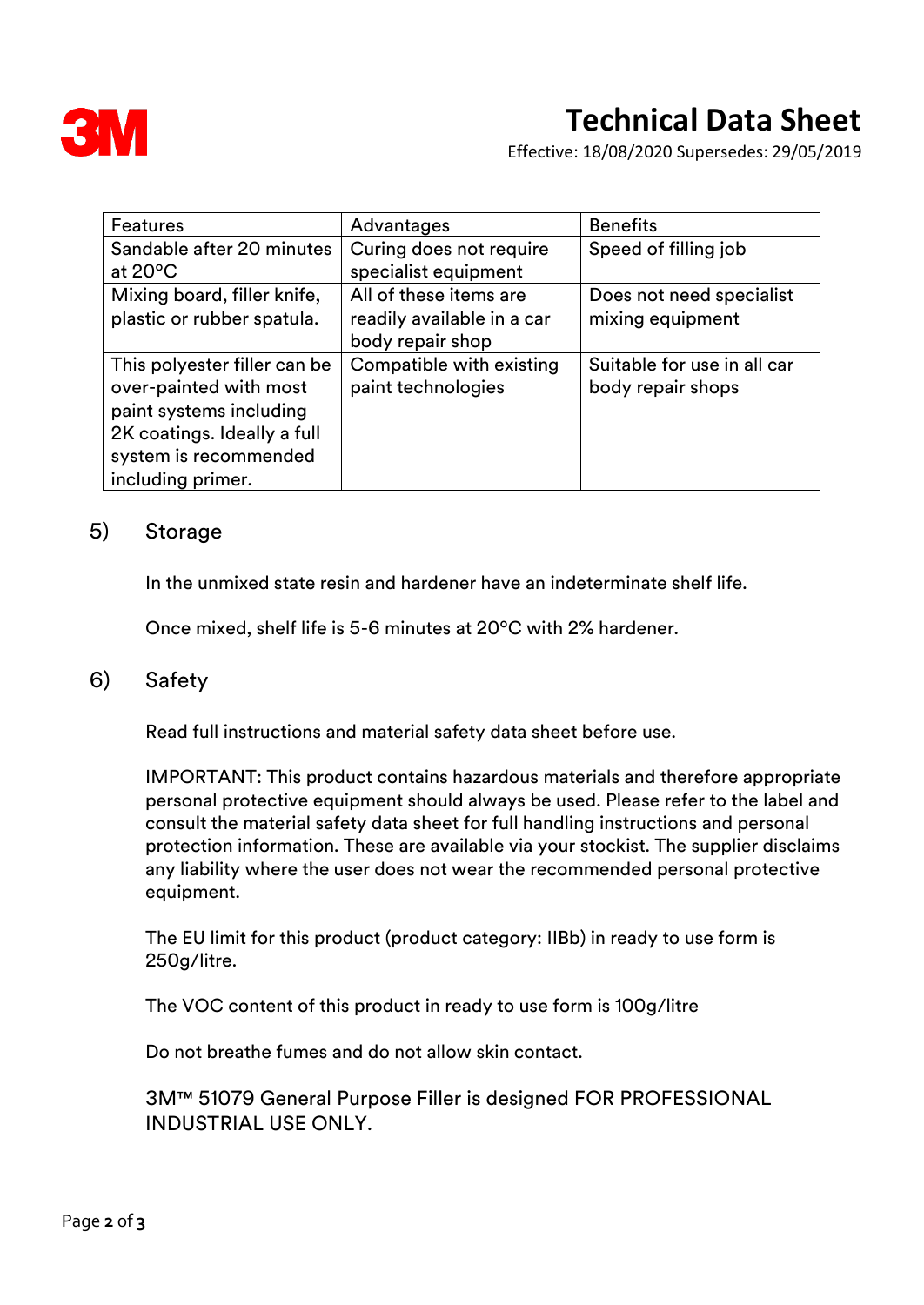| Features | Advantages | Benefits |
|---|---|---|
| Sandable after 20 minutes at 20°C | Curing does not require specialist equipment | Speed of filling job |
| Mixing board, filler knife, plastic or rubber spatula. | All of these items are readily available in a car body repair shop | Does not need specialist mixing equipment |
| This polyester filler can be over-painted with most paint systems including 2K coatings. Ideally a full system is recommended including primer. | Compatible with existing paint technologies | Suitable for use in all car body repair shops |

## 5) Storage

In the unmixed state resin and hardener have an indeterminate shelf life.

Once mixed, shelf life is 5-6 minutes at 20°C with 2% hardener.

## 6) Safety

Read full instructions and material safety data sheet before use.

IMPORTANT: This product contains hazardous materials and therefore appropriate personal protective equipment should always be used. Please refer to the label and consult the material safety data sheet for full handling instructions and personal protection information. These are available via your stockist. The supplier disclaims any liability where the user does not wear the recommended personal protective equipment.

The EU limit for this product (product category: IIBb) in ready to use form is 250g/litre.

The VOC content of this product in ready to use form is 100g/litre

Do not breathe fumes and do not allow skin contact.

3M™ 51079 General Purpose Filler is designed FOR PROFESSIONAL INDUSTRIAL USE ONLY.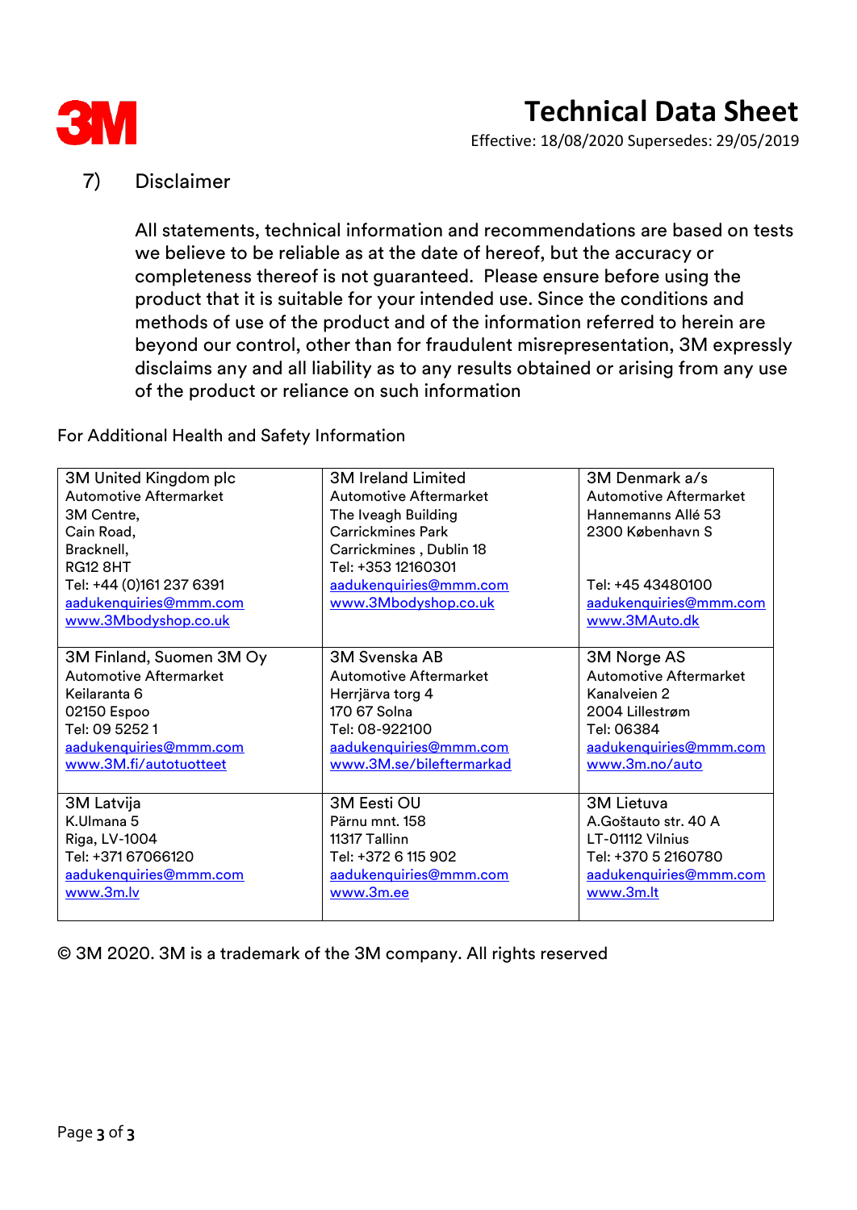# Technical Data Sheet

Effective: 18/08/2020 Supersedes: 29/05/2019

## 7) Disclaimer

All statements, technical information and recommendations are based on tests we believe to be reliable as at the date of hereof, but the accuracy or completeness thereof is not guaranteed. Please ensure before using the product that it is suitable for your intended use. Since the conditions and methods of use of the product and of the information referred to herein are beyond our control, other than for fraudulent misrepresentation, 3M expressly disclaims any and all liability as to any results obtained or arising from any use of the product or reliance on such information

For Additional Health and Safety Information

| | | |
|---|---|---|
| 3M United Kingdom plc<br>Automotive Aftermarket<br>3M Centre,<br>Cain Road,<br>Bracknell,<br>RG12 8HT<br>Tel: +44 (0)161 237 6391<br>aadukenquiries@mmm.com<br>www.3Mbodyshop.co.uk | 3M Ireland Limited<br>Automotive Aftermarket<br>The Iveagh Building<br>Carrickmines Park<br>Carrickmines , Dublin 18<br>Tel: +353 12160301<br>aadukenquiries@mmm.com<br>www.3Mbodyshop.co.uk | 3M Denmark a/s<br>Automotive Aftermarket<br>Hannemanns Allé 53<br>2300 København S<br><br>Tel: +45 43480100<br>aadukenquiries@mmm.com<br>www.3MAuto.dk |
| 3M Finland, Suomen 3M Oy<br>Automotive Aftermarket<br>Keilaranta 6<br>02150 Espoo<br>Tel: 09 5252 1<br>aadukenquiries@mmm.com<br>www.3M.fi/autotuotteet | 3M Svenska AB<br>Automotive Aftermarket<br>Herrjärva torg 4<br>170 67 Solna<br>Tel: 08-922100<br>aadukenquiries@mmm.com<br>www.3M.se/bileftermarkad | 3M Norge AS<br>Automotive Aftermarket<br>Kanalveien 2<br>2004 Lillestrøm<br>Tel: 06384<br>aadukenquiries@mmm.com<br>www.3m.no/auto |
| 3M Latvija<br>K.Ulmana 5<br>Riga, LV-1004<br>Tel: +371 67066120<br>aadukenquiries@mmm.com<br>www.3m.lv | 3M Eesti OU<br>Pärnu mnt. 158<br>11317 Tallinn<br>Tel: +372 6 115 902<br>aadukenquiries@mmm.com<br>www.3m.ee | 3M Lietuva<br>A.Goštauto str. 40 A<br>LT-01112 Vilnius<br>Tel: +370 5 2160780<br>aadukenquiries@mmm.com<br>www.3m.lt |

© 3M 2020. 3M is a trademark of the 3M company. All rights reserved